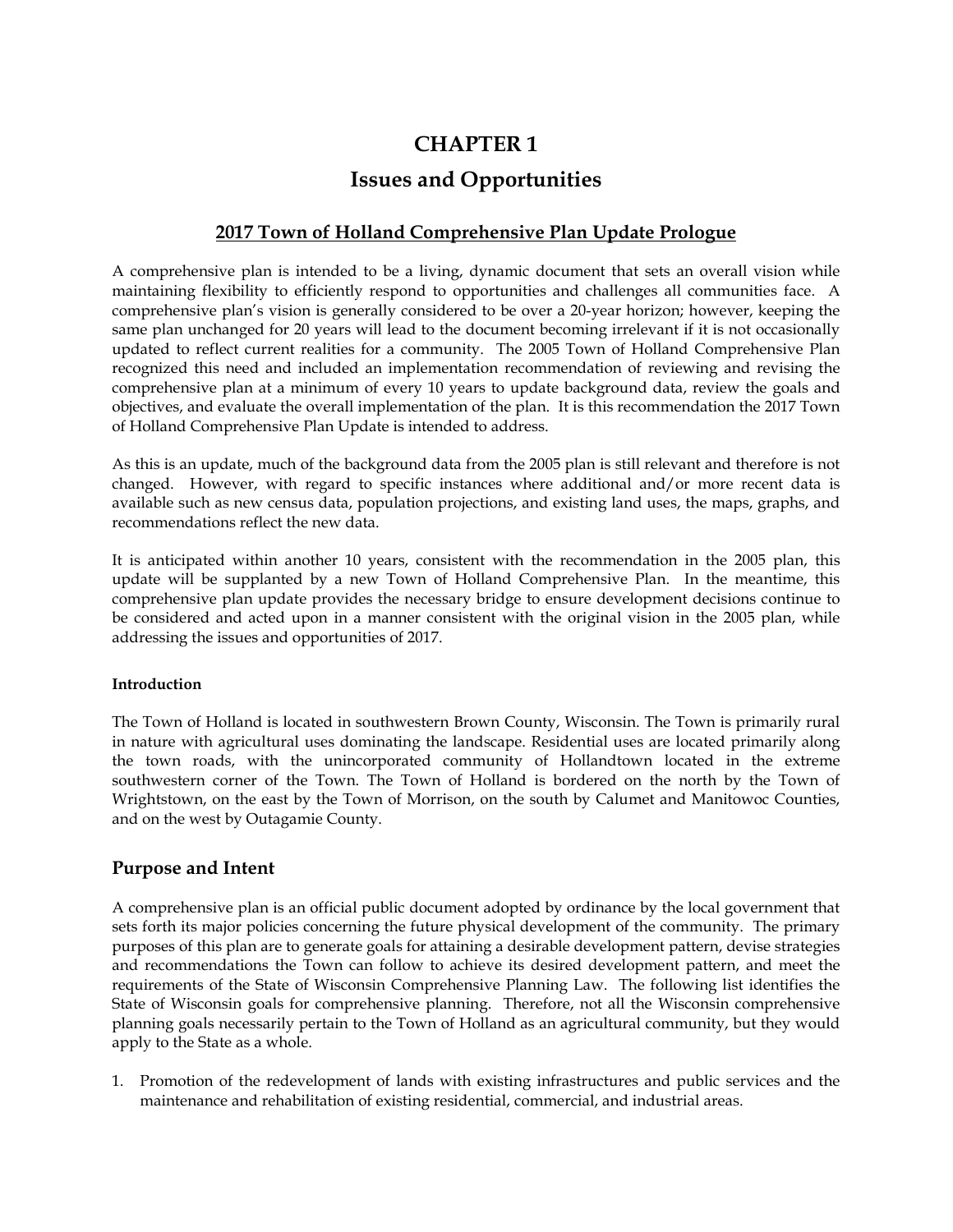# CHAPTER 1

# Issues and Opportunities

## 2017 Town of Holland Comprehensive Plan Update Prologue

A comprehensive plan is intended to be a living, dynamic document that sets an overall vision while maintaining flexibility to efficiently respond to opportunities and challenges all communities face. A comprehensive plan's vision is generally considered to be over a 20-year horizon; however, keeping the same plan unchanged for 20 years will lead to the document becoming irrelevant if it is not occasionally updated to reflect current realities for a community. The 2005 Town of Holland Comprehensive Plan recognized this need and included an implementation recommendation of reviewing and revising the comprehensive plan at a minimum of every 10 years to update background data, review the goals and objectives, and evaluate the overall implementation of the plan. It is this recommendation the 2017 Town of Holland Comprehensive Plan Update is intended to address.

As this is an update, much of the background data from the 2005 plan is still relevant and therefore is not changed. However, with regard to specific instances where additional and/or more recent data is available such as new census data, population projections, and existing land uses, the maps, graphs, and recommendations reflect the new data.

It is anticipated within another 10 years, consistent with the recommendation in the 2005 plan, this update will be supplanted by a new Town of Holland Comprehensive Plan. In the meantime, this comprehensive plan update provides the necessary bridge to ensure development decisions continue to be considered and acted upon in a manner consistent with the original vision in the 2005 plan, while addressing the issues and opportunities of 2017.

#### Introduction

The Town of Holland is located in southwestern Brown County, Wisconsin. The Town is primarily rural in nature with agricultural uses dominating the landscape. Residential uses are located primarily along the town roads, with the unincorporated community of Hollandtown located in the extreme southwestern corner of the Town. The Town of Holland is bordered on the north by the Town of Wrightstown, on the east by the Town of Morrison, on the south by Calumet and Manitowoc Counties, and on the west by Outagamie County.

## Purpose and Intent

A comprehensive plan is an official public document adopted by ordinance by the local government that sets forth its major policies concerning the future physical development of the community. The primary purposes of this plan are to generate goals for attaining a desirable development pattern, devise strategies and recommendations the Town can follow to achieve its desired development pattern, and meet the requirements of the State of Wisconsin Comprehensive Planning Law. The following list identifies the State of Wisconsin goals for comprehensive planning. Therefore, not all the Wisconsin comprehensive planning goals necessarily pertain to the Town of Holland as an agricultural community, but they would apply to the State as a whole.

1. Promotion of the redevelopment of lands with existing infrastructures and public services and the maintenance and rehabilitation of existing residential, commercial, and industrial areas.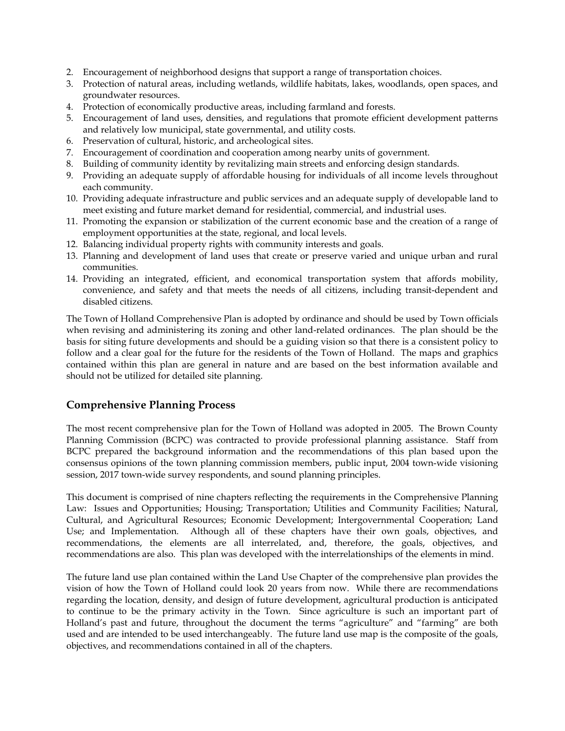2. Encouragement of neighborhood designs that support a range of transportation choices.
3. Protection of natural areas, including wetlands, wildlife habitats, lakes, woodlands, open spaces, and groundwater resources.
4. Protection of economically productive areas, including farmland and forests.
5. Encouragement of land uses, densities, and regulations that promote efficient development patterns and relatively low municipal, state governmental, and utility costs.
6. Preservation of cultural, historic, and archeological sites.
7. Encouragement of coordination and cooperation among nearby units of government.
8. Building of community identity by revitalizing main streets and enforcing design standards.
9. Providing an adequate supply of affordable housing for individuals of all income levels throughout each community.
10. Providing adequate infrastructure and public services and an adequate supply of developable land to meet existing and future market demand for residential, commercial, and industrial uses.
11. Promoting the expansion or stabilization of the current economic base and the creation of a range of employment opportunities at the state, regional, and local levels.
12. Balancing individual property rights with community interests and goals.
13. Planning and development of land uses that create or preserve varied and unique urban and rural communities.
14. Providing an integrated, efficient, and economical transportation system that affords mobility, convenience, and safety and that meets the needs of all citizens, including transit-dependent and disabled citizens.

The Town of Holland Comprehensive Plan is adopted by ordinance and should be used by Town officials when revising and administering its zoning and other land-related ordinances. The plan should be the basis for siting future developments and should be a guiding vision so that there is a consistent policy to follow and a clear goal for the future for the residents of the Town of Holland. The maps and graphics contained within this plan are general in nature and are based on the best information available and should not be utilized for detailed site planning.

## Comprehensive Planning Process

The most recent comprehensive plan for the Town of Holland was adopted in 2005. The Brown County Planning Commission (BCPC) was contracted to provide professional planning assistance. Staff from BCPC prepared the background information and the recommendations of this plan based upon the consensus opinions of the town planning commission members, public input, 2004 town-wide visioning session, 2017 town-wide survey respondents, and sound planning principles.

This document is comprised of nine chapters reflecting the requirements in the Comprehensive Planning Law: Issues and Opportunities; Housing; Transportation; Utilities and Community Facilities; Natural, Cultural, and Agricultural Resources; Economic Development; Intergovernmental Cooperation; Land Use; and Implementation. Although all of these chapters have their own goals, objectives, and recommendations, the elements are all interrelated, and, therefore, the goals, objectives, and recommendations are also. This plan was developed with the interrelationships of the elements in mind.

The future land use plan contained within the Land Use Chapter of the comprehensive plan provides the vision of how the Town of Holland could look 20 years from now. While there are recommendations regarding the location, density, and design of future development, agricultural production is anticipated to continue to be the primary activity in the Town. Since agriculture is such an important part of Holland's past and future, throughout the document the terms "agriculture" and "farming" are both used and are intended to be used interchangeably. The future land use map is the composite of the goals, objectives, and recommendations contained in all of the chapters.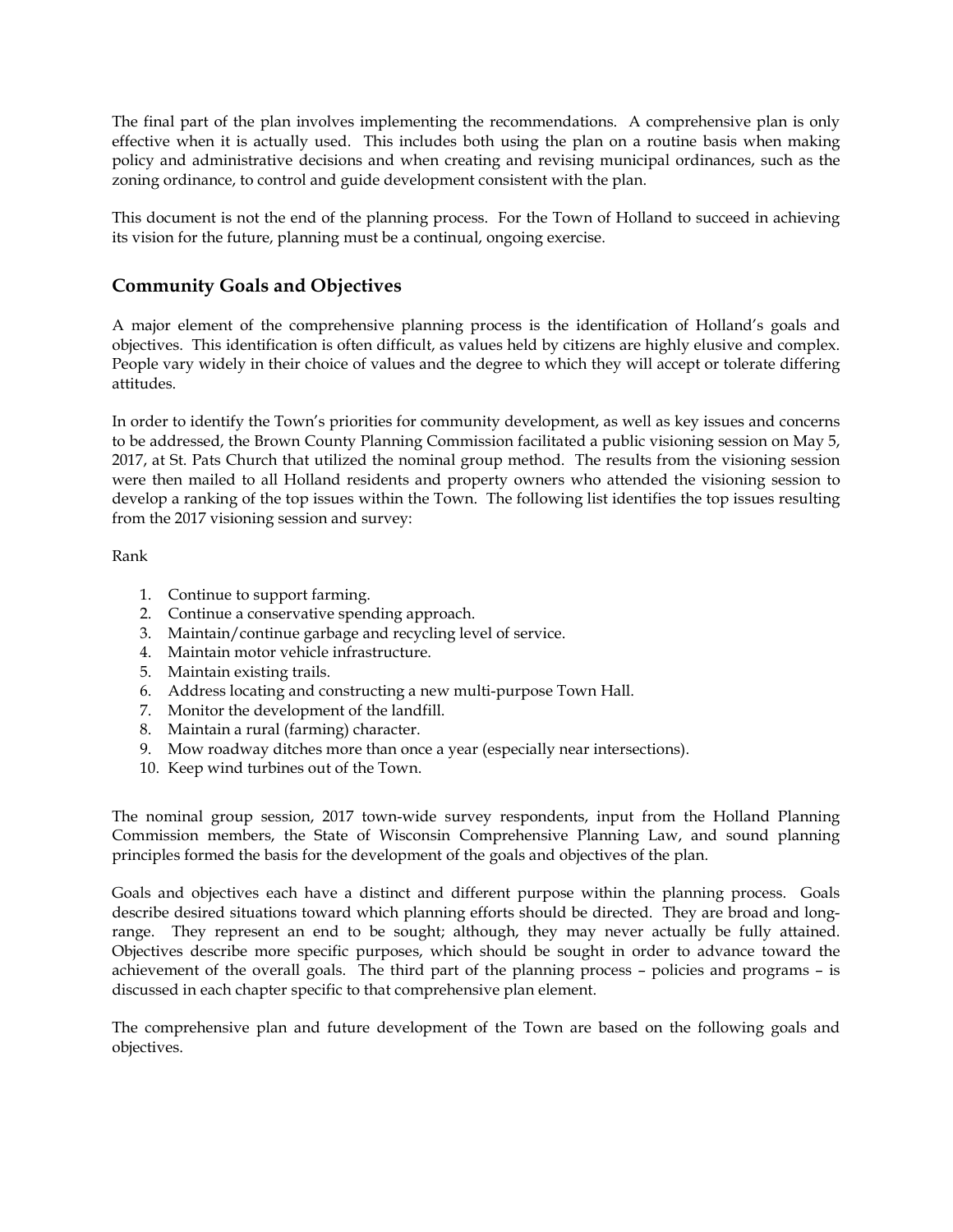The final part of the plan involves implementing the recommendations. A comprehensive plan is only effective when it is actually used. This includes both using the plan on a routine basis when making policy and administrative decisions and when creating and revising municipal ordinances, such as the zoning ordinance, to control and guide development consistent with the plan.

This document is not the end of the planning process. For the Town of Holland to succeed in achieving its vision for the future, planning must be a continual, ongoing exercise.

## Community Goals and Objectives

A major element of the comprehensive planning process is the identification of Holland's goals and objectives. This identification is often difficult, as values held by citizens are highly elusive and complex. People vary widely in their choice of values and the degree to which they will accept or tolerate differing attitudes.

In order to identify the Town's priorities for community development, as well as key issues and concerns to be addressed, the Brown County Planning Commission facilitated a public visioning session on May 5, 2017, at St. Pats Church that utilized the nominal group method. The results from the visioning session were then mailed to all Holland residents and property owners who attended the visioning session to develop a ranking of the top issues within the Town. The following list identifies the top issues resulting from the 2017 visioning session and survey:

Rank

1. Continue to support farming.
2. Continue a conservative spending approach.
3. Maintain/continue garbage and recycling level of service.
4. Maintain motor vehicle infrastructure.
5. Maintain existing trails.
6. Address locating and constructing a new multi-purpose Town Hall.
7. Monitor the development of the landfill.
8. Maintain a rural (farming) character.
9. Mow roadway ditches more than once a year (especially near intersections).
10. Keep wind turbines out of the Town.

The nominal group session, 2017 town-wide survey respondents, input from the Holland Planning Commission members, the State of Wisconsin Comprehensive Planning Law, and sound planning principles formed the basis for the development of the goals and objectives of the plan.

Goals and objectives each have a distinct and different purpose within the planning process. Goals describe desired situations toward which planning efforts should be directed. They are broad and long-range. They represent an end to be sought; although, they may never actually be fully attained. Objectives describe more specific purposes, which should be sought in order to advance toward the achievement of the overall goals. The third part of the planning process – policies and programs – is discussed in each chapter specific to that comprehensive plan element.

The comprehensive plan and future development of the Town are based on the following goals and objectives.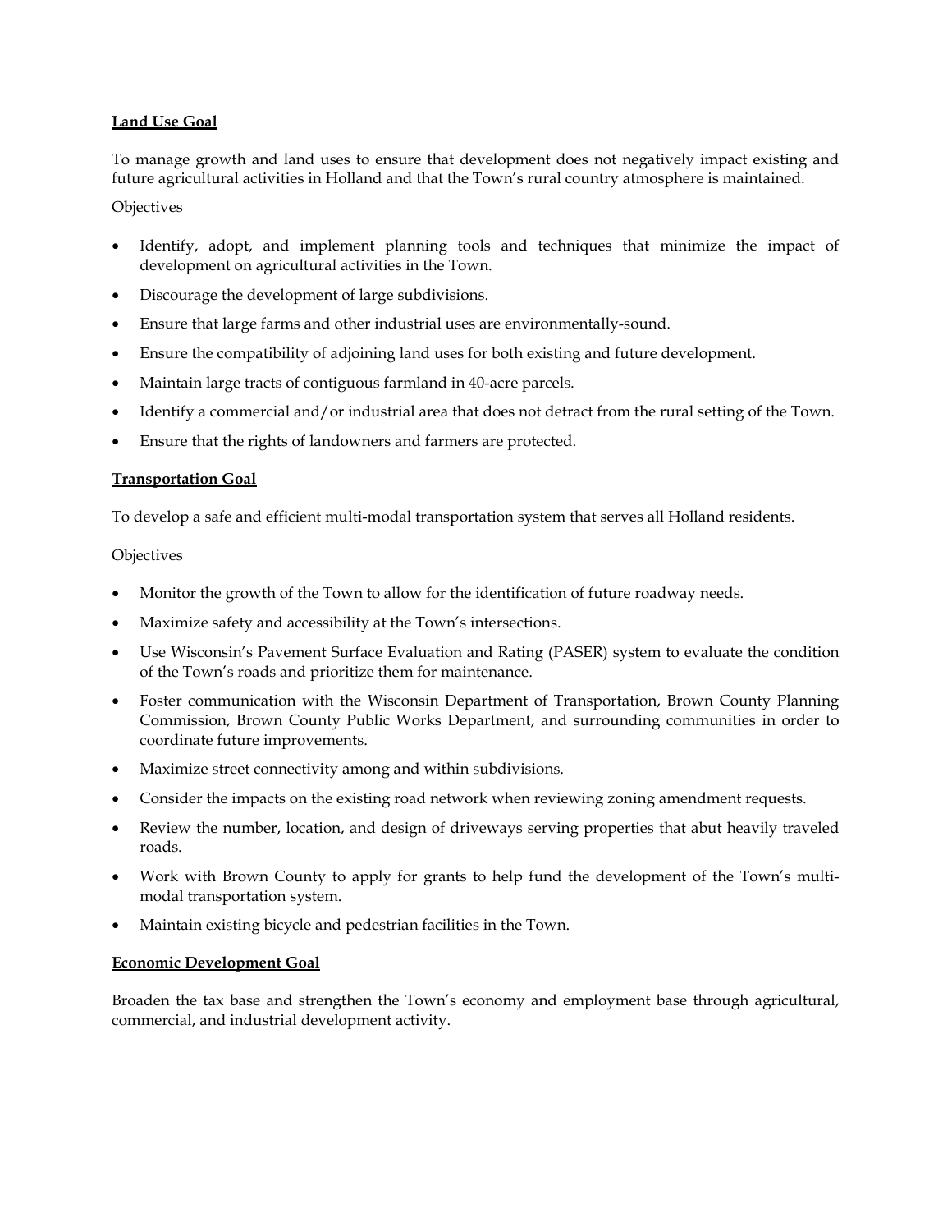**Land Use Goal**

To manage growth and land uses to ensure that development does not negatively impact existing and future agricultural activities in Holland and that the Town's rural country atmosphere is maintained.

Objectives

- Identify, adopt, and implement planning tools and techniques that minimize the impact of development on agricultural activities in the Town.
- Discourage the development of large subdivisions.
- Ensure that large farms and other industrial uses are environmentally-sound.
- Ensure the compatibility of adjoining land uses for both existing and future development.
- Maintain large tracts of contiguous farmland in 40-acre parcels.
- Identify a commercial and/or industrial area that does not detract from the rural setting of the Town.
- Ensure that the rights of landowners and farmers are protected.

**Transportation Goal**

To develop a safe and efficient multi-modal transportation system that serves all Holland residents.

Objectives

- Monitor the growth of the Town to allow for the identification of future roadway needs.
- Maximize safety and accessibility at the Town's intersections.
- Use Wisconsin's Pavement Surface Evaluation and Rating (PASER) system to evaluate the condition of the Town's roads and prioritize them for maintenance.
- Foster communication with the Wisconsin Department of Transportation, Brown County Planning Commission, Brown County Public Works Department, and surrounding communities in order to coordinate future improvements.
- Maximize street connectivity among and within subdivisions.
- Consider the impacts on the existing road network when reviewing zoning amendment requests.
- Review the number, location, and design of driveways serving properties that abut heavily traveled roads.
- Work with Brown County to apply for grants to help fund the development of the Town's multi-modal transportation system.
- Maintain existing bicycle and pedestrian facilities in the Town.

**Economic Development Goal**

Broaden the tax base and strengthen the Town's economy and employment base through agricultural, commercial, and industrial development activity.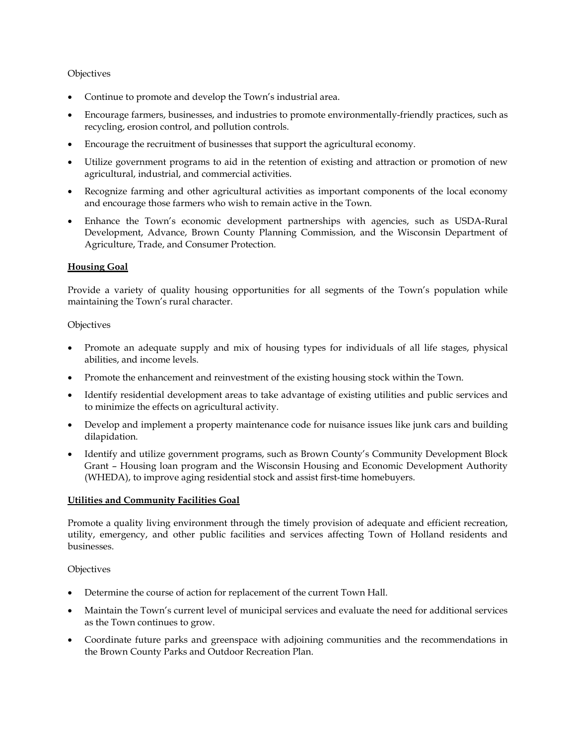Objectives

- Continue to promote and develop the Town's industrial area.
- Encourage farmers, businesses, and industries to promote environmentally-friendly practices, such as recycling, erosion control, and pollution controls.
- Encourage the recruitment of businesses that support the agricultural economy.
- Utilize government programs to aid in the retention of existing and attraction or promotion of new agricultural, industrial, and commercial activities.
- Recognize farming and other agricultural activities as important components of the local economy and encourage those farmers who wish to remain active in the Town.
- Enhance the Town's economic development partnerships with agencies, such as USDA-Rural Development, Advance, Brown County Planning Commission, and the Wisconsin Department of Agriculture, Trade, and Consumer Protection.

**Housing Goal**

Provide a variety of quality housing opportunities for all segments of the Town's population while maintaining the Town's rural character.

Objectives

- Promote an adequate supply and mix of housing types for individuals of all life stages, physical abilities, and income levels.
- Promote the enhancement and reinvestment of the existing housing stock within the Town.
- Identify residential development areas to take advantage of existing utilities and public services and to minimize the effects on agricultural activity.
- Develop and implement a property maintenance code for nuisance issues like junk cars and building dilapidation.
- Identify and utilize government programs, such as Brown County's Community Development Block Grant – Housing loan program and the Wisconsin Housing and Economic Development Authority (WHEDA), to improve aging residential stock and assist first-time homebuyers.

**Utilities and Community Facilities Goal**

Promote a quality living environment through the timely provision of adequate and efficient recreation, utility, emergency, and other public facilities and services affecting Town of Holland residents and businesses.

Objectives

- Determine the course of action for replacement of the current Town Hall.
- Maintain the Town's current level of municipal services and evaluate the need for additional services as the Town continues to grow.
- Coordinate future parks and greenspace with adjoining communities and the recommendations in the Brown County Parks and Outdoor Recreation Plan.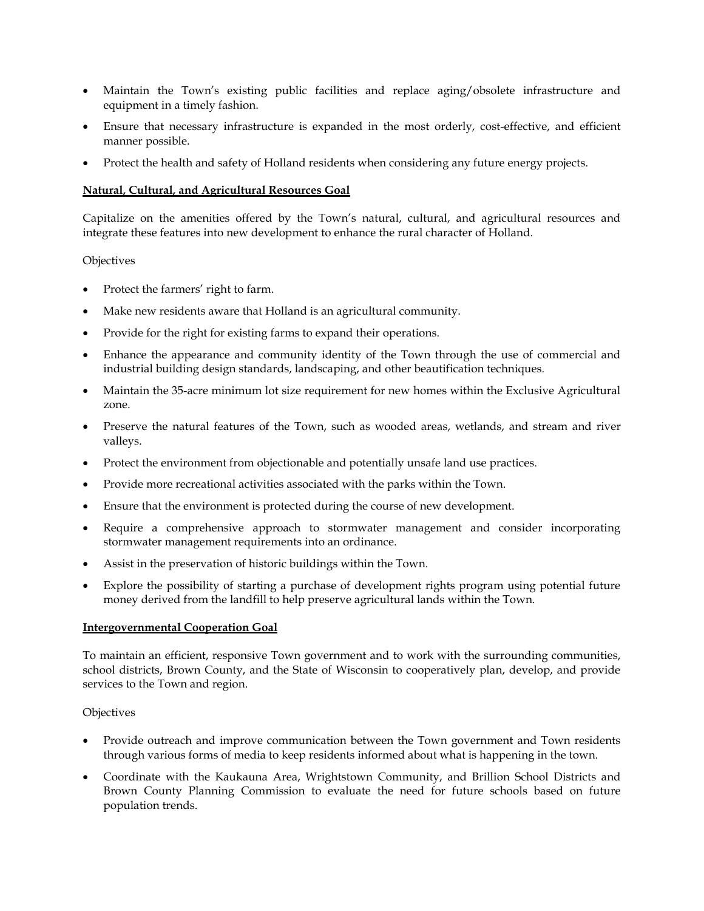- Maintain the Town's existing public facilities and replace aging/obsolete infrastructure and equipment in a timely fashion.
- Ensure that necessary infrastructure is expanded in the most orderly, cost-effective, and efficient manner possible.
- Protect the health and safety of Holland residents when considering any future energy projects.

**Natural, Cultural, and Agricultural Resources Goal**

Capitalize on the amenities offered by the Town's natural, cultural, and agricultural resources and integrate these features into new development to enhance the rural character of Holland.

Objectives

- Protect the farmers' right to farm.
- Make new residents aware that Holland is an agricultural community.
- Provide for the right for existing farms to expand their operations.
- Enhance the appearance and community identity of the Town through the use of commercial and industrial building design standards, landscaping, and other beautification techniques.
- Maintain the 35-acre minimum lot size requirement for new homes within the Exclusive Agricultural zone.
- Preserve the natural features of the Town, such as wooded areas, wetlands, and stream and river valleys.
- Protect the environment from objectionable and potentially unsafe land use practices.
- Provide more recreational activities associated with the parks within the Town.
- Ensure that the environment is protected during the course of new development.
- Require a comprehensive approach to stormwater management and consider incorporating stormwater management requirements into an ordinance.
- Assist in the preservation of historic buildings within the Town.
- Explore the possibility of starting a purchase of development rights program using potential future money derived from the landfill to help preserve agricultural lands within the Town.

**Intergovernmental Cooperation Goal**

To maintain an efficient, responsive Town government and to work with the surrounding communities, school districts, Brown County, and the State of Wisconsin to cooperatively plan, develop, and provide services to the Town and region.

Objectives

- Provide outreach and improve communication between the Town government and Town residents through various forms of media to keep residents informed about what is happening in the town.
- Coordinate with the Kaukauna Area, Wrightstown Community, and Brillion School Districts and Brown County Planning Commission to evaluate the need for future schools based on future population trends.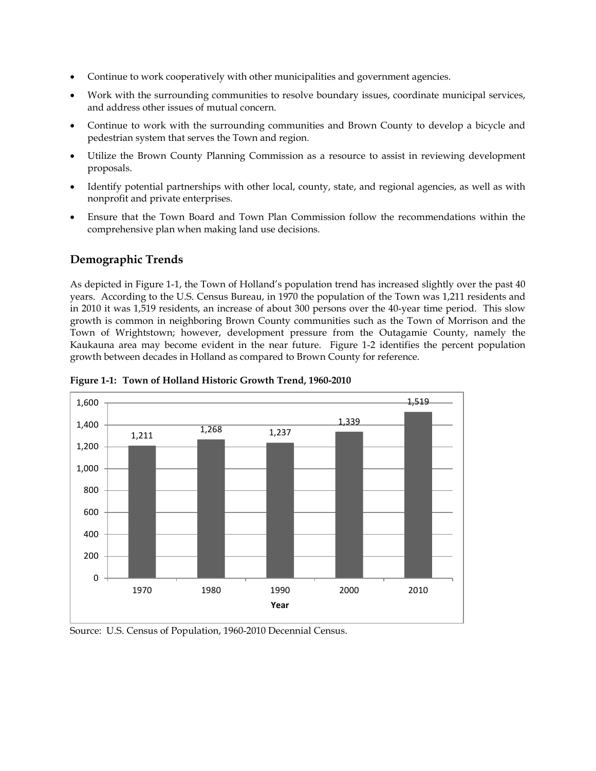- Continue to work cooperatively with other municipalities and government agencies.
- Work with the surrounding communities to resolve boundary issues, coordinate municipal services, and address other issues of mutual concern.
- Continue to work with the surrounding communities and Brown County to develop a bicycle and pedestrian system that serves the Town and region.
- Utilize the Brown County Planning Commission as a resource to assist in reviewing development proposals.
- Identify potential partnerships with other local, county, state, and regional agencies, as well as with nonprofit and private enterprises.
- Ensure that the Town Board and Town Plan Commission follow the recommendations within the comprehensive plan when making land use decisions.

## Demographic Trends

As depicted in Figure 1-1, the Town of Holland's population trend has increased slightly over the past 40 years. According to the U.S. Census Bureau, in 1970 the population of the Town was 1,211 residents and in 2010 it was 1,519 residents, an increase of about 300 persons over the 40-year time period. This slow growth is common in neighboring Brown County communities such as the Town of Morrison and the Town of Wrightstown; however, development pressure from the Outagamie County, namely the Kaukauna area may become evident in the near future. Figure 1-2 identifies the percent population growth between decades in Holland as compared to Brown County for reference.

**Figure 1-1: Town of Holland Historic Growth Trend, 1960-2010**

| Year | Population |
|---|---|
| 1970 | 1,211 |
| 1980 | 1,268 |
| 1990 | 1,237 |
| 2000 | 1,339 |
| 2010 | 1,519 |

Source: U.S. Census of Population, 1960-2010 Decennial Census.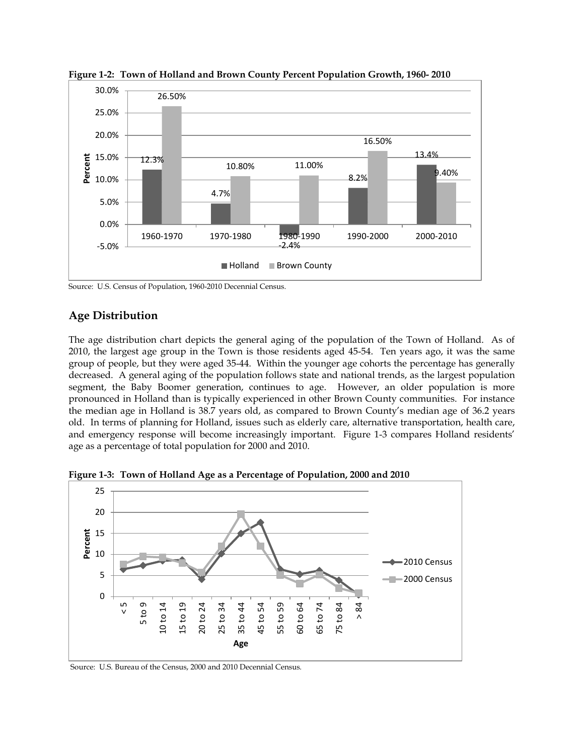**Figure 1-2: Town of Holland and Brown County Percent Population Growth, 1960- 2010**

Source: U.S. Census of Population, 1960-2010 Decennial Census.

## Age Distribution

The age distribution chart depicts the general aging of the population of the Town of Holland. As of 2010, the largest age group in the Town is those residents aged 45-54. Ten years ago, it was the same group of people, but they were aged 35-44. Within the younger age cohorts the percentage has generally decreased. A general aging of the population follows state and national trends, as the largest population segment, the Baby Boomer generation, continues to age. However, an older population is more pronounced in Holland than is typically experienced in other Brown County communities. For instance the median age in Holland is 38.7 years old, as compared to Brown County's median age of 36.2 years old. In terms of planning for Holland, issues such as elderly care, alternative transportation, health care, and emergency response will become increasingly important. Figure 1-3 compares Holland residents' age as a percentage of total population for 2000 and 2010.

**Figure 1-3: Town of Holland Age as a Percentage of Population, 2000 and 2010**

Source: U.S. Bureau of the Census, 2000 and 2010 Decennial Census.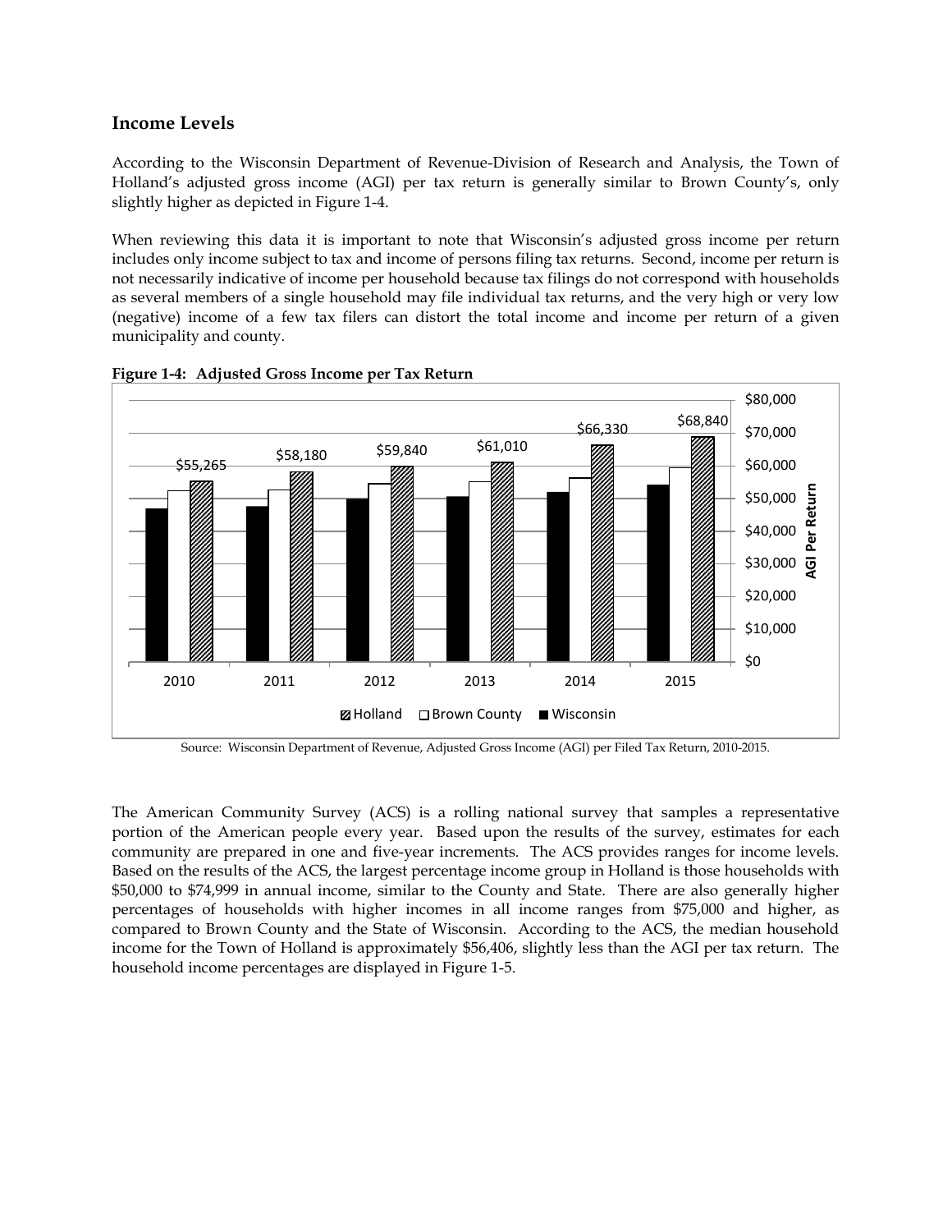## Income Levels

According to the Wisconsin Department of Revenue-Division of Research and Analysis, the Town of Holland's adjusted gross income (AGI) per tax return is generally similar to Brown County's, only slightly higher as depicted in Figure 1-4.

When reviewing this data it is important to note that Wisconsin's adjusted gross income per return includes only income subject to tax and income of persons filing tax returns. Second, income per return is not necessarily indicative of income per household because tax filings do not correspond with households as several members of a single household may file individual tax returns, and the very high or very low (negative) income of a few tax filers can distort the total income and income per return of a given municipality and county.

**Figure 1-4: Adjusted Gross Income per Tax Return**

| Year | Holland (AGI Per Return) |
|---|---|
| 2010 | $55,265 |
| 2011 | $58,180 |
| 2012 | $59,840 |
| 2013 | $61,010 |
| 2014 | $66,330 |
| 2015 | $68,840 |

Legend: Holland, Brown County, Wisconsin

Source: Wisconsin Department of Revenue, Adjusted Gross Income (AGI) per Filed Tax Return, 2010-2015.

The American Community Survey (ACS) is a rolling national survey that samples a representative portion of the American people every year. Based upon the results of the survey, estimates for each community are prepared in one and five-year increments. The ACS provides ranges for income levels. Based on the results of the ACS, the largest percentage income group in Holland is those households with $50,000 to $74,999 in annual income, similar to the County and State. There are also generally higher percentages of households with higher incomes in all income ranges from $75,000 and higher, as compared to Brown County and the State of Wisconsin. According to the ACS, the median household income for the Town of Holland is approximately $56,406, slightly less than the AGI per tax return. The household income percentages are displayed in Figure 1-5.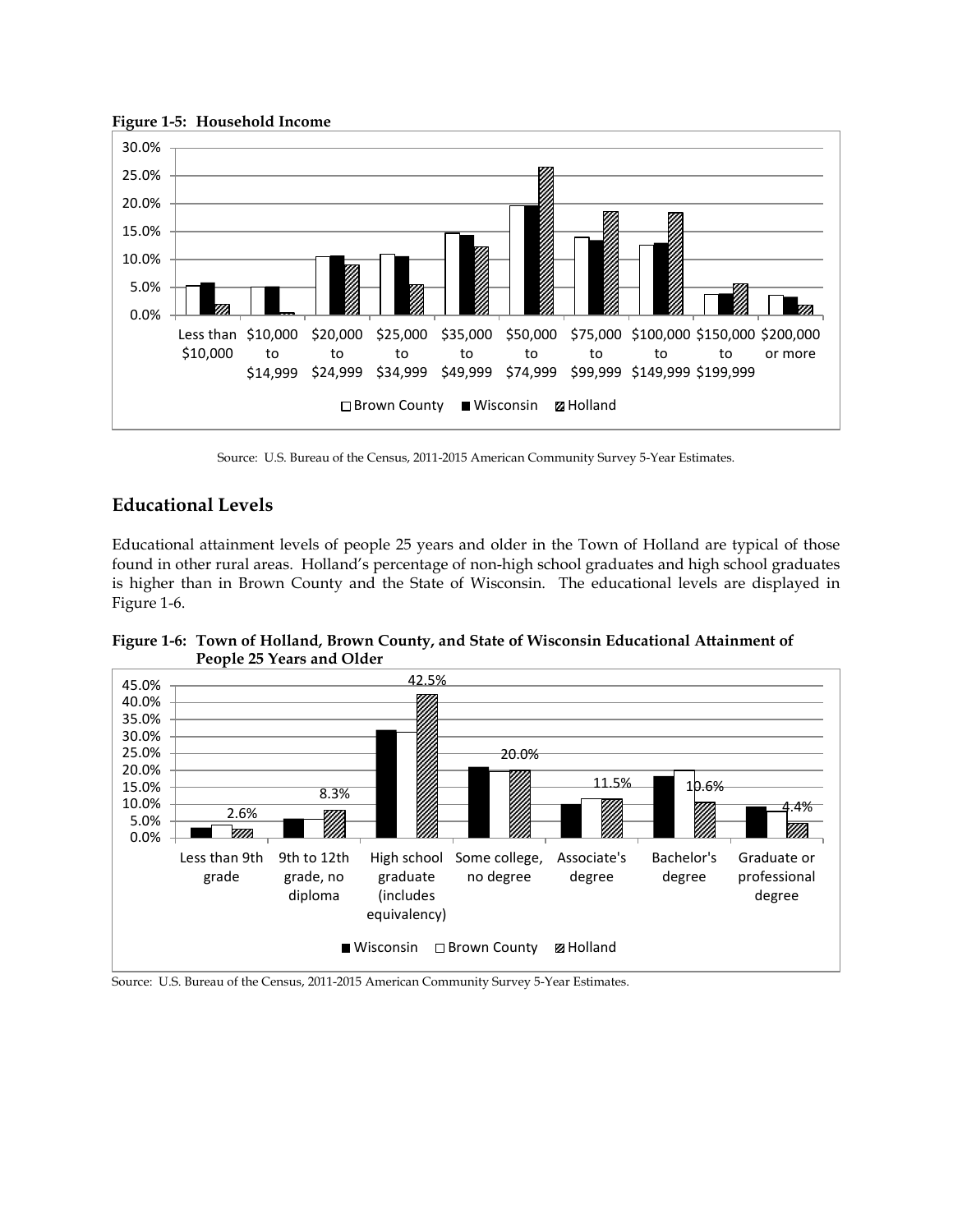**Figure 1-5: Household Income**

Source: U.S. Bureau of the Census, 2011-2015 American Community Survey 5-Year Estimates.

## Educational Levels

Educational attainment levels of people 25 years and older in the Town of Holland are typical of those found in other rural areas. Holland's percentage of non-high school graduates and high school graduates is higher than in Brown County and the State of Wisconsin. The educational levels are displayed in Figure 1-6.

**Figure 1-6: Town of Holland, Brown County, and State of Wisconsin Educational Attainment of People 25 Years and Older**

Source: U.S. Bureau of the Census, 2011-2015 American Community Survey 5-Year Estimates.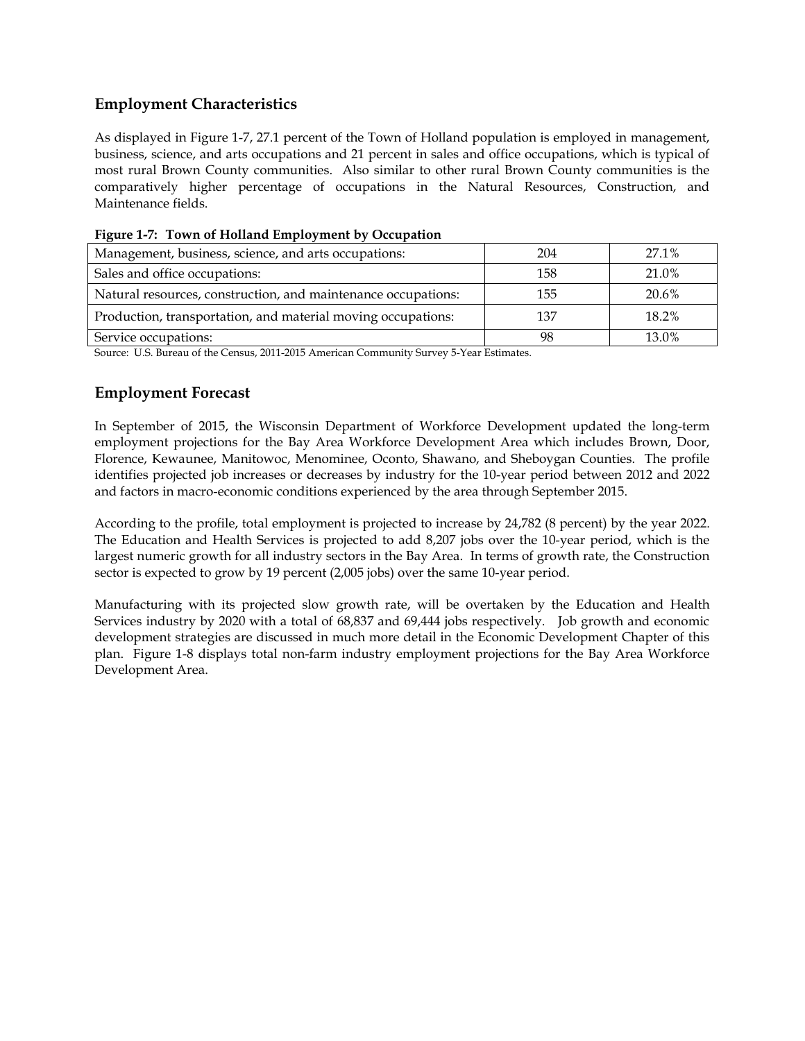## Employment Characteristics

As displayed in Figure 1-7, 27.1 percent of the Town of Holland population is employed in management, business, science, and arts occupations and 21 percent in sales and office occupations, which is typical of most rural Brown County communities. Also similar to other rural Brown County communities is the comparatively higher percentage of occupations in the Natural Resources, Construction, and Maintenance fields.

**Figure 1-7: Town of Holland Employment by Occupation**

| | | |
|---|---|---|
| Management, business, science, and arts occupations: | 204 | 27.1% |
| Sales and office occupations: | 158 | 21.0% |
| Natural resources, construction, and maintenance occupations: | 155 | 20.6% |
| Production, transportation, and material moving occupations: | 137 | 18.2% |
| Service occupations: | 98 | 13.0% |

Source: U.S. Bureau of the Census, 2011-2015 American Community Survey 5-Year Estimates.

## Employment Forecast

In September of 2015, the Wisconsin Department of Workforce Development updated the long-term employment projections for the Bay Area Workforce Development Area which includes Brown, Door, Florence, Kewaunee, Manitowoc, Menominee, Oconto, Shawano, and Sheboygan Counties. The profile identifies projected job increases or decreases by industry for the 10-year period between 2012 and 2022 and factors in macro-economic conditions experienced by the area through September 2015.

According to the profile, total employment is projected to increase by 24,782 (8 percent) by the year 2022. The Education and Health Services is projected to add 8,207 jobs over the 10-year period, which is the largest numeric growth for all industry sectors in the Bay Area. In terms of growth rate, the Construction sector is expected to grow by 19 percent (2,005 jobs) over the same 10-year period.

Manufacturing with its projected slow growth rate, will be overtaken by the Education and Health Services industry by 2020 with a total of 68,837 and 69,444 jobs respectively. Job growth and economic development strategies are discussed in much more detail in the Economic Development Chapter of this plan. Figure 1-8 displays total non-farm industry employment projections for the Bay Area Workforce Development Area.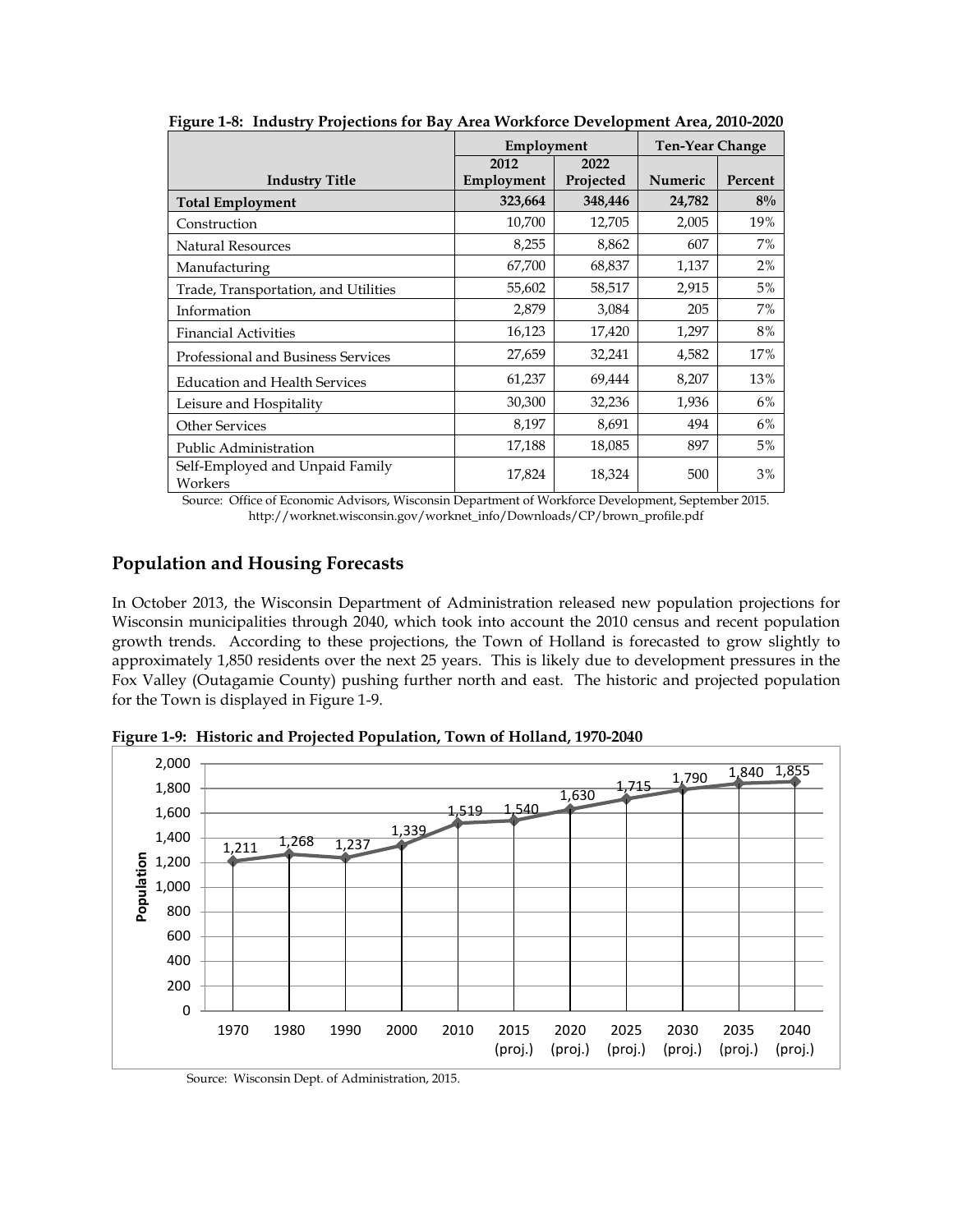**Figure 1-8: Industry Projections for Bay Area Workforce Development Area, 2010-2020**

| Industry Title | Employment | | Ten-Year Change | |
|---|---|---|---|---|
| | 2012 Employment | 2022 Projected | Numeric | Percent |
| **Total Employment** | **323,664** | **348,446** | **24,782** | **8%** |
| Construction | 10,700 | 12,705 | 2,005 | 19% |
| Natural Resources | 8,255 | 8,862 | 607 | 7% |
| Manufacturing | 67,700 | 68,837 | 1,137 | 2% |
| Trade, Transportation, and Utilities | 55,602 | 58,517 | 2,915 | 5% |
| Information | 2,879 | 3,084 | 205 | 7% |
| Financial Activities | 16,123 | 17,420 | 1,297 | 8% |
| Professional and Business Services | 27,659 | 32,241 | 4,582 | 17% |
| Education and Health Services | 61,237 | 69,444 | 8,207 | 13% |
| Leisure and Hospitality | 30,300 | 32,236 | 1,936 | 6% |
| Other Services | 8,197 | 8,691 | 494 | 6% |
| Public Administration | 17,188 | 18,085 | 897 | 5% |
| Self-Employed and Unpaid Family Workers | 17,824 | 18,324 | 500 | 3% |

Source: Office of Economic Advisors, Wisconsin Department of Workforce Development, September 2015. http://worknet.wisconsin.gov/worknet_info/Downloads/CP/brown_profile.pdf

## Population and Housing Forecasts

In October 2013, the Wisconsin Department of Administration released new population projections for Wisconsin municipalities through 2040, which took into account the 2010 census and recent population growth trends. According to these projections, the Town of Holland is forecasted to grow slightly to approximately 1,850 residents over the next 25 years. This is likely due to development pressures in the Fox Valley (Outagamie County) pushing further north and east. The historic and projected population for the Town is displayed in Figure 1-9.

**Figure 1-9: Historic and Projected Population, Town of Holland, 1970-2040**

| Year | Population |
|---|---|
| 1970 | 1,211 |
| 1980 | 1,268 |
| 1990 | 1,237 |
| 2000 | 1,339 |
| 2010 | 1,519 |
| 2015 (proj.) | 1,540 |
| 2020 (proj.) | 1,630 |
| 2025 (proj.) | 1,715 |
| 2030 (proj.) | 1,790 |
| 2035 (proj.) | 1,840 |
| 2040 (proj.) | 1,855 |

Source: Wisconsin Dept. of Administration, 2015.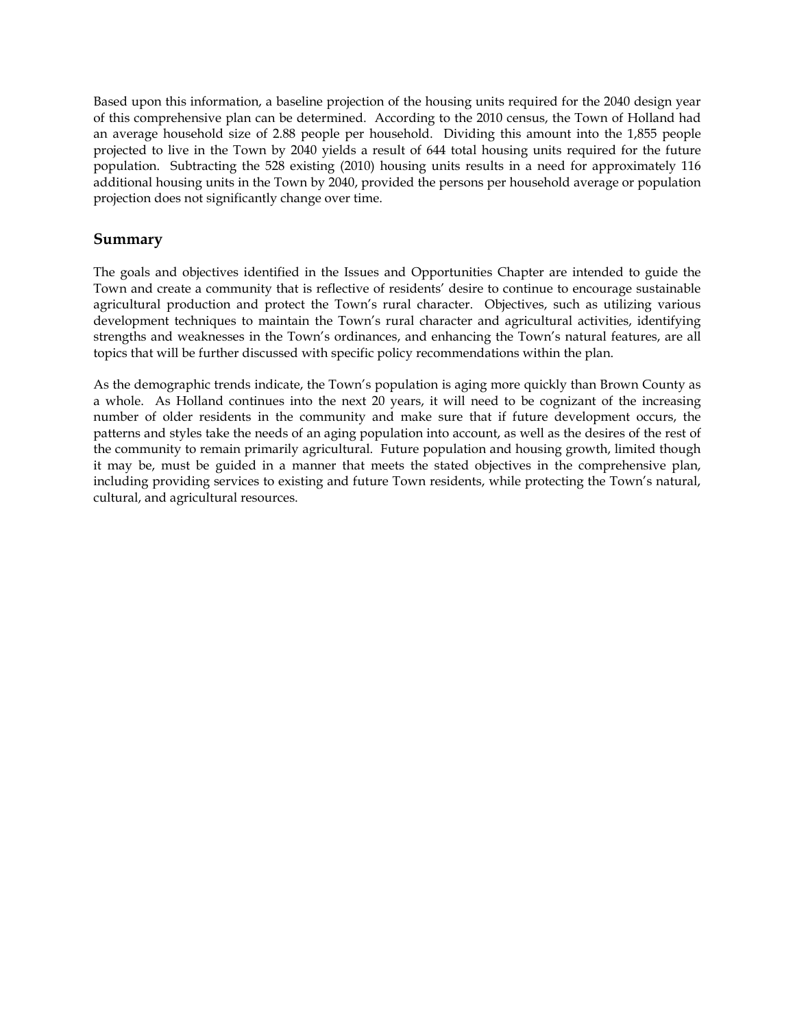Based upon this information, a baseline projection of the housing units required for the 2040 design year of this comprehensive plan can be determined. According to the 2010 census, the Town of Holland had an average household size of 2.88 people per household. Dividing this amount into the 1,855 people projected to live in the Town by 2040 yields a result of 644 total housing units required for the future population. Subtracting the 528 existing (2010) housing units results in a need for approximately 116 additional housing units in the Town by 2040, provided the persons per household average or population projection does not significantly change over time.

## Summary

The goals and objectives identified in the Issues and Opportunities Chapter are intended to guide the Town and create a community that is reflective of residents' desire to continue to encourage sustainable agricultural production and protect the Town's rural character. Objectives, such as utilizing various development techniques to maintain the Town's rural character and agricultural activities, identifying strengths and weaknesses in the Town's ordinances, and enhancing the Town's natural features, are all topics that will be further discussed with specific policy recommendations within the plan.

As the demographic trends indicate, the Town's population is aging more quickly than Brown County as a whole. As Holland continues into the next 20 years, it will need to be cognizant of the increasing number of older residents in the community and make sure that if future development occurs, the patterns and styles take the needs of an aging population into account, as well as the desires of the rest of the community to remain primarily agricultural. Future population and housing growth, limited though it may be, must be guided in a manner that meets the stated objectives in the comprehensive plan, including providing services to existing and future Town residents, while protecting the Town's natural, cultural, and agricultural resources.